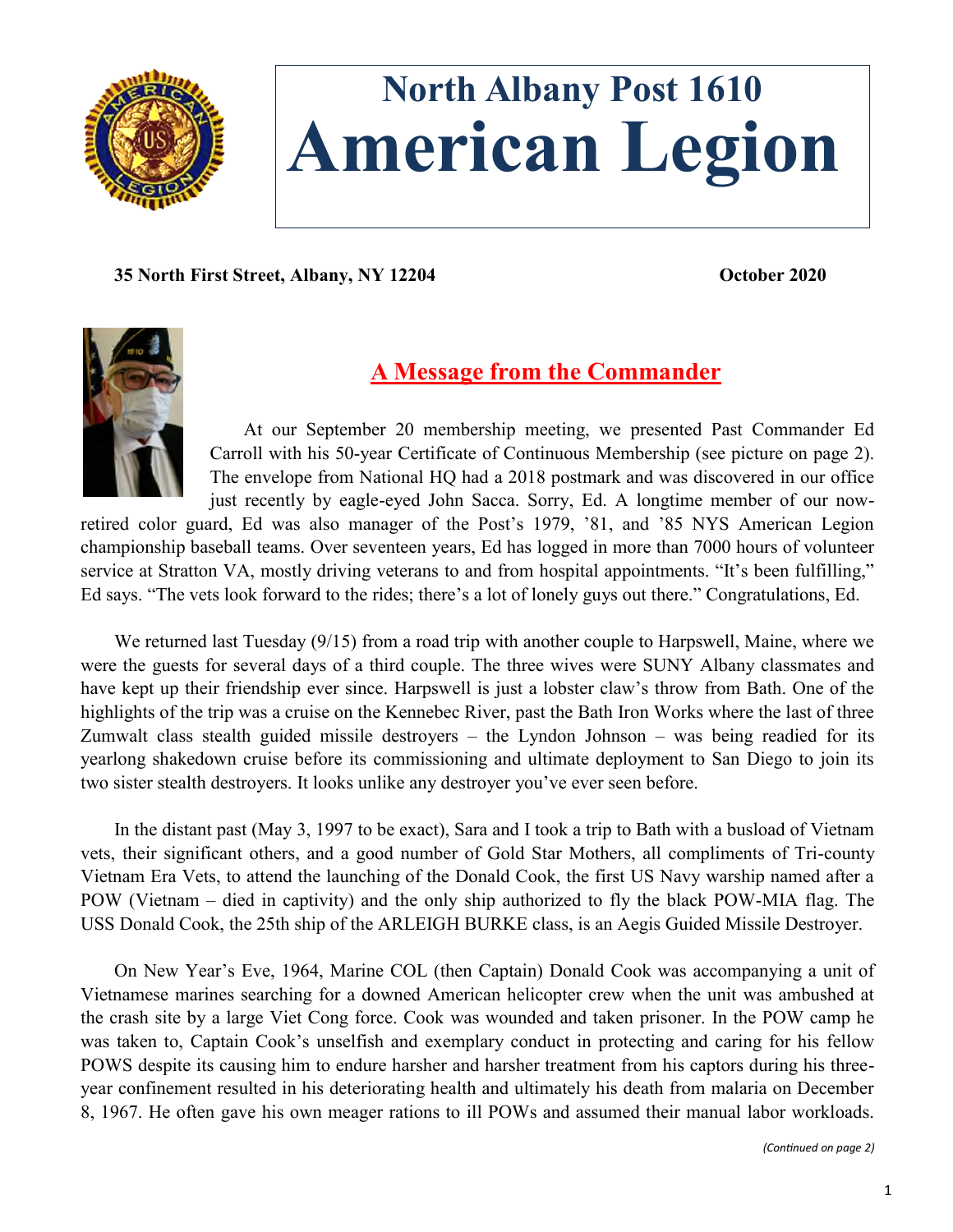# North Albany Post 1610
# American Legion

**35 North First Street, Albany, NY 12204** **October 2020**

## A Message from the Commander

At our September 20 membership meeting, we presented Past Commander Ed Carroll with his 50-year Certificate of Continuous Membership (see picture on page 2). The envelope from National HQ had a 2018 postmark and was discovered in our office just recently by eagle-eyed John Sacca. Sorry, Ed. A longtime member of our now-retired color guard, Ed was also manager of the Post's 1979, '81, and '85 NYS American Legion championship baseball teams. Over seventeen years, Ed has logged in more than 7000 hours of volunteer service at Stratton VA, mostly driving veterans to and from hospital appointments. "It's been fulfilling," Ed says. "The vets look forward to the rides; there's a lot of lonely guys out there." Congratulations, Ed.

We returned last Tuesday (9/15) from a road trip with another couple to Harpswell, Maine, where we were the guests for several days of a third couple. The three wives were SUNY Albany classmates and have kept up their friendship ever since. Harpswell is just a lobster claw's throw from Bath. One of the highlights of the trip was a cruise on the Kennebec River, past the Bath Iron Works where the last of three Zumwalt class stealth guided missile destroyers – the Lyndon Johnson – was being readied for its yearlong shakedown cruise before its commissioning and ultimate deployment to San Diego to join its two sister stealth destroyers. It looks unlike any destroyer you've ever seen before.

In the distant past (May 3, 1997 to be exact), Sara and I took a trip to Bath with a busload of Vietnam vets, their significant others, and a good number of Gold Star Mothers, all compliments of Tri-county Vietnam Era Vets, to attend the launching of the Donald Cook, the first US Navy warship named after a POW (Vietnam – died in captivity) and the only ship authorized to fly the black POW-MIA flag. The USS Donald Cook, the 25th ship of the ARLEIGH BURKE class, is an Aegis Guided Missile Destroyer.

On New Year's Eve, 1964, Marine COL (then Captain) Donald Cook was accompanying a unit of Vietnamese marines searching for a downed American helicopter crew when the unit was ambushed at the crash site by a large Viet Cong force. Cook was wounded and taken prisoner. In the POW camp he was taken to, Captain Cook's unselfish and exemplary conduct in protecting and caring for his fellow POWS despite its causing him to endure harsher and harsher treatment from his captors during his three-year confinement resulted in his deteriorating health and ultimately his death from malaria on December 8, 1967. He often gave his own meager rations to ill POWs and assumed their manual labor workloads.

*(Continued on page 2)*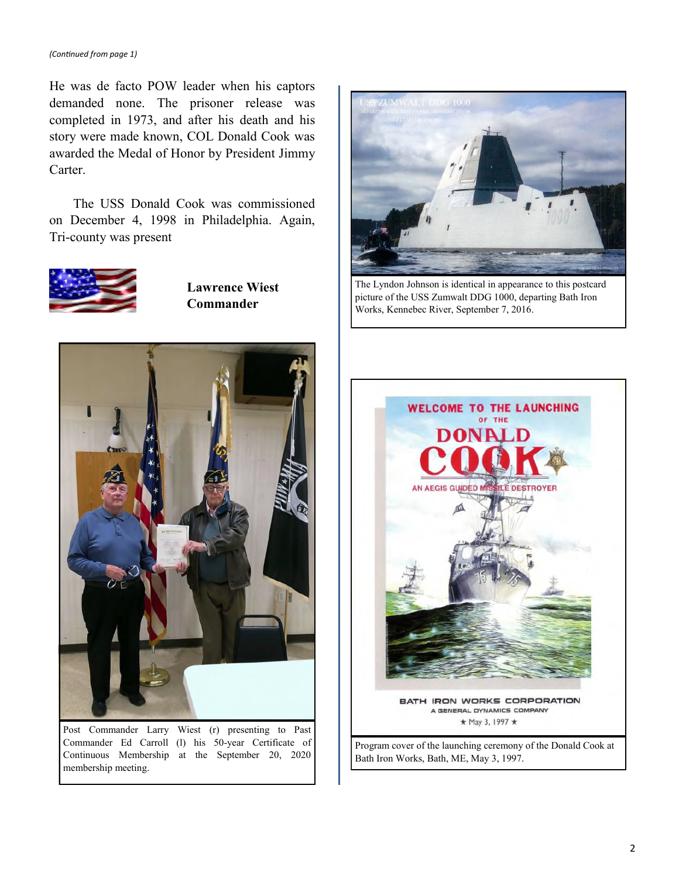*(Continued from page 1)*

He was de facto POW leader when his captors demanded none. The prisoner release was completed in 1973, and after his death and his story were made known, COL Donald Cook was awarded the Medal of Honor by President Jimmy Carter.

The USS Donald Cook was commissioned on December 4, 1998 in Philadelphia. Again, Tri-county was present

**Lawrence Wiest**
**Commander**

Post Commander Larry Wiest (r) presenting to Past Commander Ed Carroll (l) his 50-year Certificate of Continuous Membership at the September 20, 2020 membership meeting.

The Lyndon Johnson is identical in appearance to this postcard picture of the USS Zumwalt DDG 1000, departing Bath Iron Works, Kennebec River, September 7, 2016.

Program cover of the launching ceremony of the Donald Cook at Bath Iron Works, Bath, ME, May 3, 1997.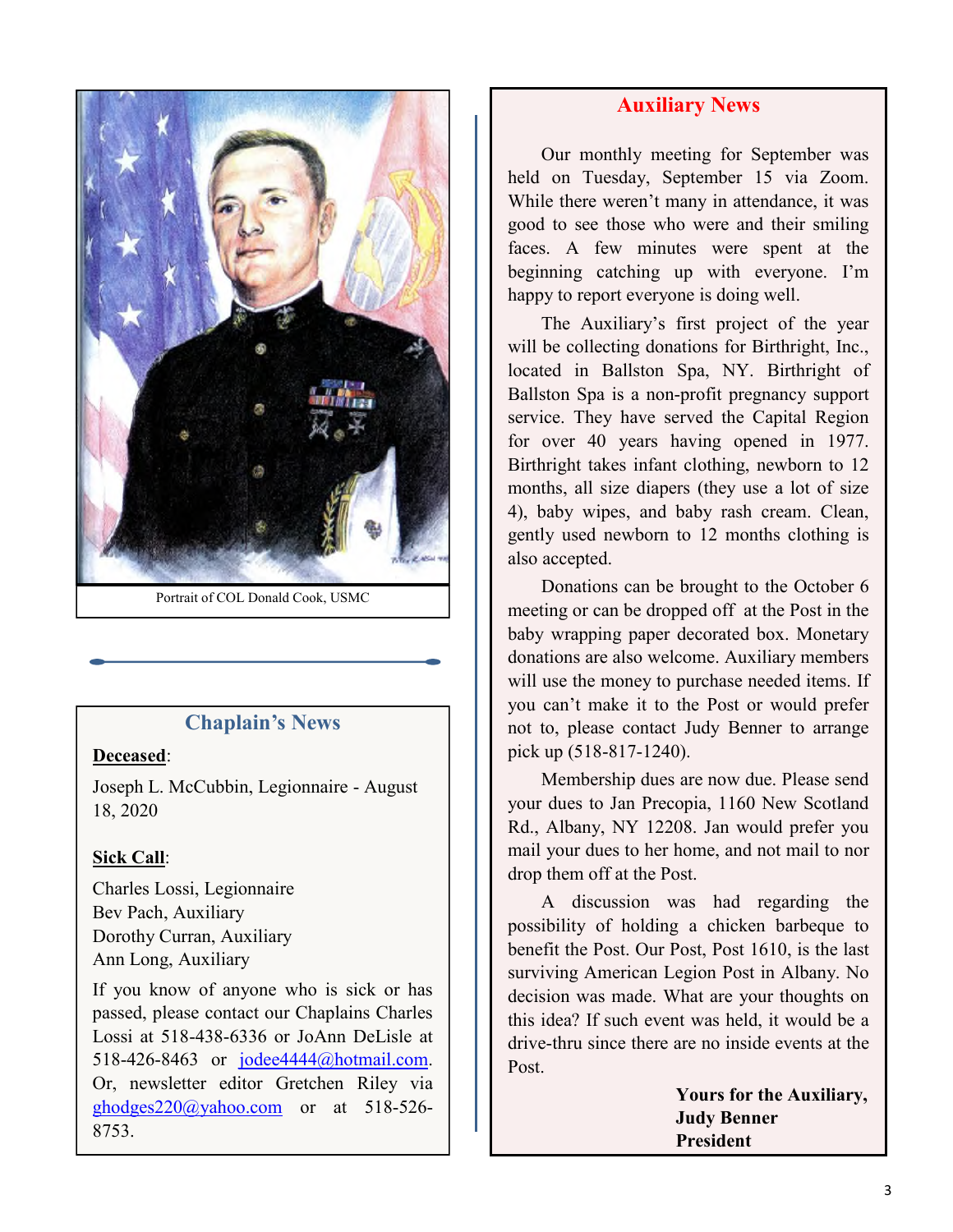Portrait of COL Donald Cook, USMC

## Chaplain's News

**Deceased**:

Joseph L. McCubbin, Legionnaire - August 18, 2020

**Sick Call**:

Charles Lossi, Legionnaire
Bev Pach, Auxiliary
Dorothy Curran, Auxiliary
Ann Long, Auxiliary

If you know of anyone who is sick or has passed, please contact our Chaplains Charles Lossi at 518-438-6336 or JoAnn DeLisle at 518-426-8463 or jodee4444@hotmail.com. Or, newsletter editor Gretchen Riley via ghodges220@yahoo.com or at 518-526-8753.

## Auxiliary News

Our monthly meeting for September was held on Tuesday, September 15 via Zoom. While there weren't many in attendance, it was good to see those who were and their smiling faces. A few minutes were spent at the beginning catching up with everyone. I'm happy to report everyone is doing well.

The Auxiliary's first project of the year will be collecting donations for Birthright, Inc., located in Ballston Spa, NY. Birthright of Ballston Spa is a non-profit pregnancy support service. They have served the Capital Region for over 40 years having opened in 1977. Birthright takes infant clothing, newborn to 12 months, all size diapers (they use a lot of size 4), baby wipes, and baby rash cream. Clean, gently used newborn to 12 months clothing is also accepted.

Donations can be brought to the October 6 meeting or can be dropped off at the Post in the baby wrapping paper decorated box. Monetary donations are also welcome. Auxiliary members will use the money to purchase needed items. If you can't make it to the Post or would prefer not to, please contact Judy Benner to arrange pick up (518-817-1240).

Membership dues are now due. Please send your dues to Jan Precopia, 1160 New Scotland Rd., Albany, NY 12208. Jan would prefer you mail your dues to her home, and not mail to nor drop them off at the Post.

A discussion was had regarding the possibility of holding a chicken barbeque to benefit the Post. Our Post, Post 1610, is the last surviving American Legion Post in Albany. No decision was made. What are your thoughts on this idea? If such event was held, it would be a drive-thru since there are no inside events at the Post.

**Yours for the Auxiliary,**
**Judy Benner**
**President**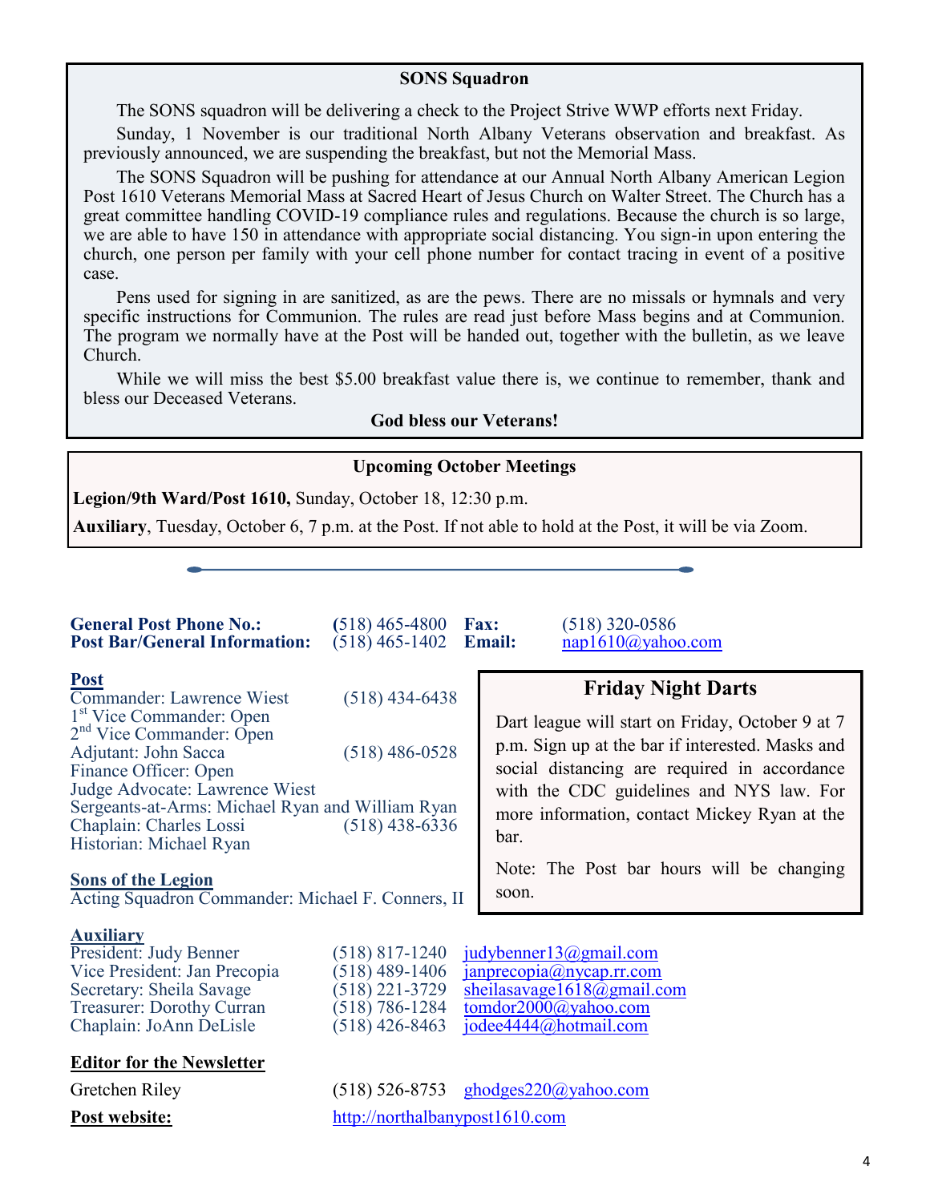## SONS Squadron

The SONS squadron will be delivering a check to the Project Strive WWP efforts next Friday.

Sunday, 1 November is our traditional North Albany Veterans observation and breakfast. As previously announced, we are suspending the breakfast, but not the Memorial Mass.

The SONS Squadron will be pushing for attendance at our Annual North Albany American Legion Post 1610 Veterans Memorial Mass at Sacred Heart of Jesus Church on Walter Street. The Church has a great committee handling COVID-19 compliance rules and regulations. Because the church is so large, we are able to have 150 in attendance with appropriate social distancing. You sign-in upon entering the church, one person per family with your cell phone number for contact tracing in event of a positive case.

Pens used for signing in are sanitized, as are the pews. There are no missals or hymnals and very specific instructions for Communion. The rules are read just before Mass begins and at Communion. The program we normally have at the Post will be handed out, together with the bulletin, as we leave Church.

While we will miss the best $5.00 breakfast value there is, we continue to remember, thank and bless our Deceased Veterans.

**God bless our Veterans!**

## Upcoming October Meetings

**Legion/9th Ward/Post 1610,** Sunday, October 18, 12:30 p.m.

**Auxiliary**, Tuesday, October 6, 7 p.m. at the Post. If not able to hold at the Post, it will be via Zoom.

---

**General Post Phone No.:** (518) 465-4800 **Fax:** (518) 320-0586
**Post Bar/General Information:** (518) 465-1402 **Email:** nap1610@yahoo.com

**Post**
Commander: Lawrence Wiest (518) 434-6438
1st Vice Commander: Open
2nd Vice Commander: Open
Adjutant: John Sacca (518) 486-0528
Finance Officer: Open
Judge Advocate: Lawrence Wiest
Sergeants-at-Arms: Michael Ryan and William Ryan
Chaplain: Charles Lossi (518) 438-6336
Historian: Michael Ryan

**Sons of the Legion**
Acting Squadron Commander: Michael F. Conners, II

## Friday Night Darts

Dart league will start on Friday, October 9 at 7 p.m. Sign up at the bar if interested. Masks and social distancing are required in accordance with the CDC guidelines and NYS law. For more information, contact Mickey Ryan at the bar.

Note: The Post bar hours will be changing soon.

**Auxiliary**
President: Judy Benner (518) 817-1240 judybenner13@gmail.com
Vice President: Jan Precopia (518) 489-1406 janprecopia@nycap.rr.com
Secretary: Sheila Savage (518) 221-3729 sheilasavage1618@gmail.com
Treasurer: Dorothy Curran (518) 786-1284 tomdor2000@yahoo.com
Chaplain: JoAnn DeLisle (518) 426-8463 jodee4444@hotmail.com

**Editor for the Newsletter**

Gretchen Riley (518) 526-8753 ghodges220@yahoo.com

**Post website:** http://northalbanypost1610.com